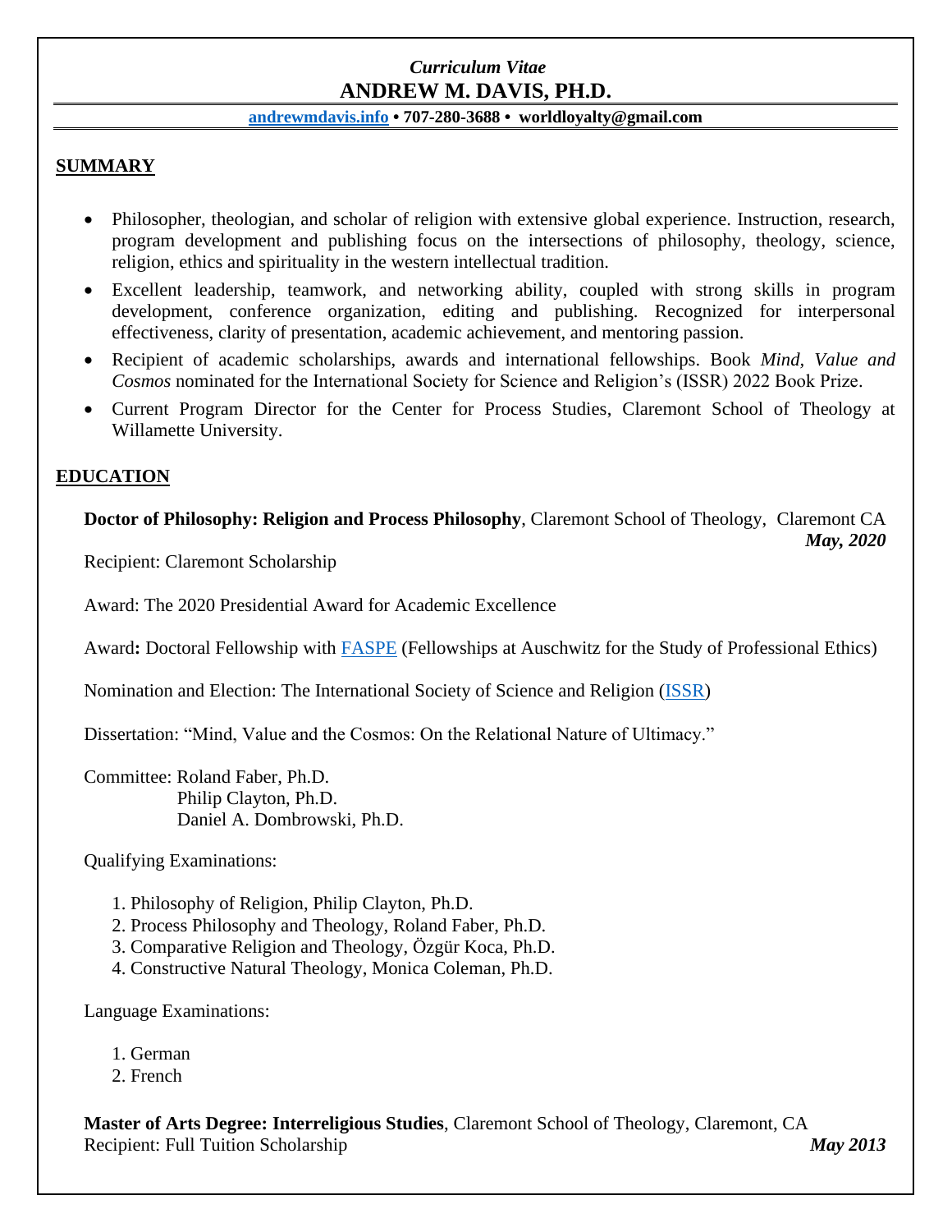*Curriculum Vitae*

# ANDREW M. DAVIS, PH.D.

**andrewmdavis.info • 707-280-3688 • worldloyalty@gmail.com**

## SUMMARY

- Philosopher, theologian, and scholar of religion with extensive global experience. Instruction, research, program development and publishing focus on the intersections of philosophy, theology, science, religion, ethics and spirituality in the western intellectual tradition.
- Excellent leadership, teamwork, and networking ability, coupled with strong skills in program development, conference organization, editing and publishing. Recognized for interpersonal effectiveness, clarity of presentation, academic achievement, and mentoring passion.
- Recipient of academic scholarships, awards and international fellowships. Book *Mind, Value and Cosmos* nominated for the International Society for Science and Religion's (ISSR) 2022 Book Prize.
- Current Program Director for the Center for Process Studies, Claremont School of Theology at Willamette University.

## EDUCATION

**Doctor of Philosophy: Religion and Process Philosophy**, Claremont School of Theology, Claremont CA
***May, 2020***

Recipient: Claremont Scholarship

Award: The 2020 Presidential Award for Academic Excellence

Award**:** Doctoral Fellowship with FASPE (Fellowships at Auschwitz for the Study of Professional Ethics)

Nomination and Election: The International Society of Science and Religion (ISSR)

Dissertation: "Mind, Value and the Cosmos: On the Relational Nature of Ultimacy."

Committee: Roland Faber, Ph.D.
Philip Clayton, Ph.D.
Daniel A. Dombrowski, Ph.D.

Qualifying Examinations:

1. Philosophy of Religion, Philip Clayton, Ph.D.
2. Process Philosophy and Theology, Roland Faber, Ph.D.
3. Comparative Religion and Theology, Özgür Koca, Ph.D.
4. Constructive Natural Theology, Monica Coleman, Ph.D.

Language Examinations:

1. German
2. French

**Master of Arts Degree: Interreligious Studies**, Claremont School of Theology, Claremont, CA
Recipient: Full Tuition Scholarship ***May 2013***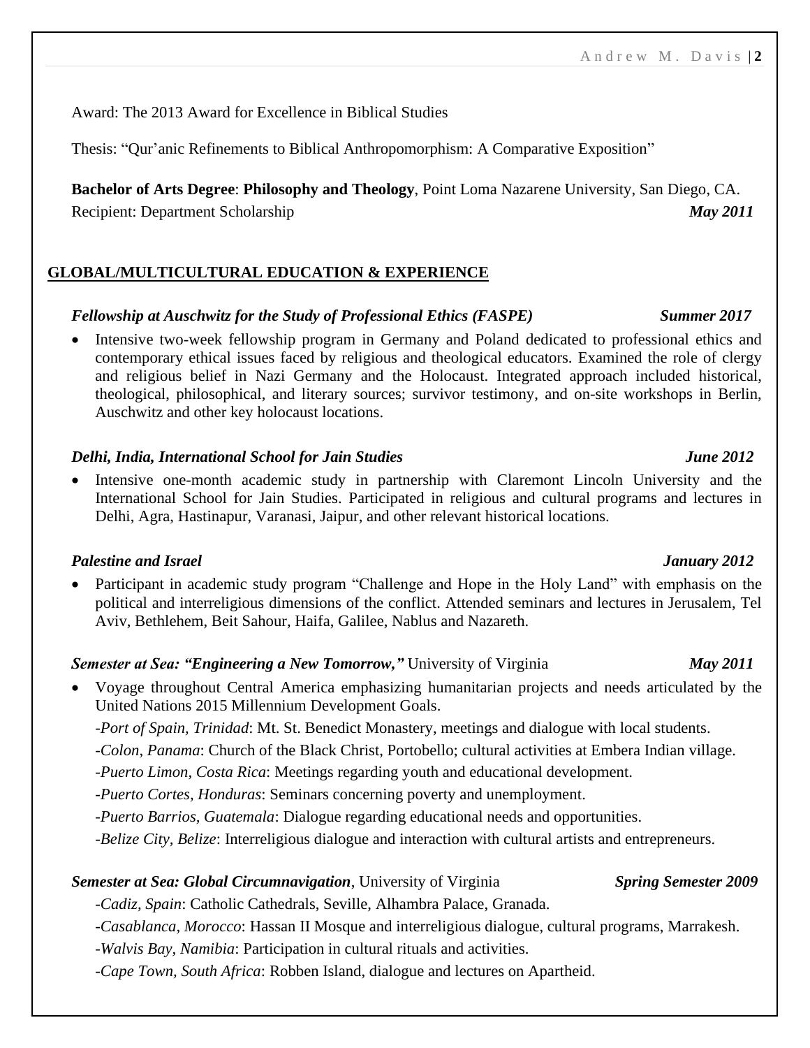Award: The 2013 Award for Excellence in Biblical Studies

Thesis: "Qur'anic Refinements to Biblical Anthropomorphism: A Comparative Exposition"

**Bachelor of Arts Degree**: **Philosophy and Theology**, Point Loma Nazarene University, San Diego, CA.
Recipient: Department Scholarship ***May 2011***

## GLOBAL/MULTICULTURAL EDUCATION & EXPERIENCE

***Fellowship at Auschwitz for the Study of Professional Ethics (FASPE)*** ***Summer 2017***

- Intensive two-week fellowship program in Germany and Poland dedicated to professional ethics and contemporary ethical issues faced by religious and theological educators. Examined the role of clergy and religious belief in Nazi Germany and the Holocaust. Integrated approach included historical, theological, philosophical, and literary sources; survivor testimony, and on-site workshops in Berlin, Auschwitz and other key holocaust locations.

***Delhi, India, International School for Jain Studies*** ***June 2012***

- Intensive one-month academic study in partnership with Claremont Lincoln University and the International School for Jain Studies. Participated in religious and cultural programs and lectures in Delhi, Agra, Hastinapur, Varanasi, Jaipur, and other relevant historical locations.

***Palestine and Israel*** ***January 2012***

- Participant in academic study program "Challenge and Hope in the Holy Land" with emphasis on the political and interreligious dimensions of the conflict. Attended seminars and lectures in Jerusalem, Tel Aviv, Bethlehem, Beit Sahour, Haifa, Galilee, Nablus and Nazareth.

***Semester at Sea: "Engineering a New Tomorrow,"*** University of Virginia ***May 2011***

- Voyage throughout Central America emphasizing humanitarian projects and needs articulated by the United Nations 2015 Millennium Development Goals.

  -*Port of Spain, Trinidad*: Mt. St. Benedict Monastery, meetings and dialogue with local students.

  -*Colon, Panama*: Church of the Black Christ, Portobello; cultural activities at Embera Indian village.

  -*Puerto Limon, Costa Rica*: Meetings regarding youth and educational development.

  -*Puerto Cortes, Honduras*: Seminars concerning poverty and unemployment.

  -*Puerto Barrios, Guatemala*: Dialogue regarding educational needs and opportunities.

  -*Belize City, Belize*: Interreligious dialogue and interaction with cultural artists and entrepreneurs.

***Semester at Sea: Global Circumnavigation***, University of Virginia ***Spring Semester 2009***

-*Cadiz, Spain*: Catholic Cathedrals, Seville, Alhambra Palace, Granada.

-*Casablanca, Morocco*: Hassan II Mosque and interreligious dialogue, cultural programs, Marrakesh.

-*Walvis Bay, Namibia*: Participation in cultural rituals and activities.

-*Cape Town, South Africa*: Robben Island, dialogue and lectures on Apartheid.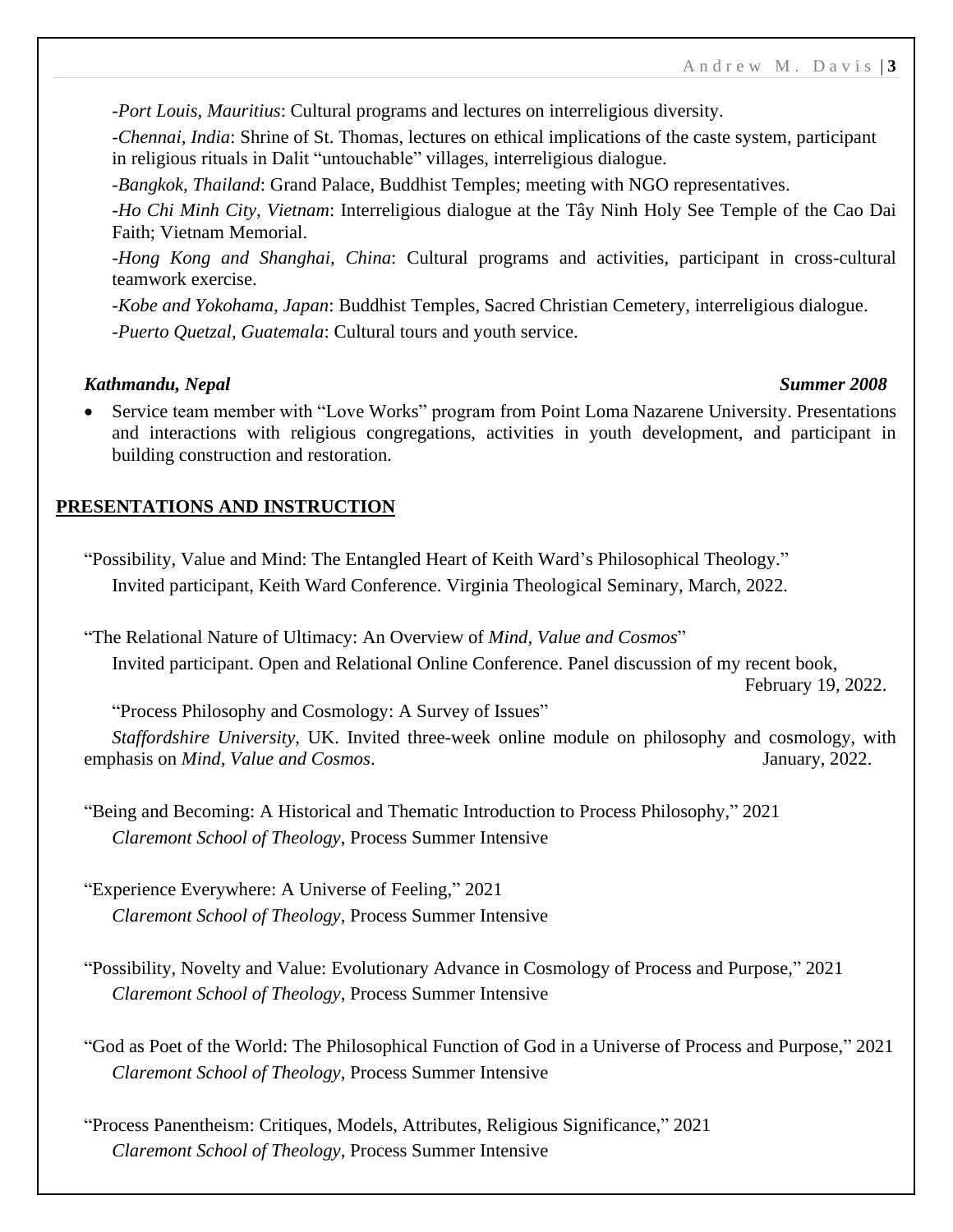-*Port Louis, Mauritius*: Cultural programs and lectures on interreligious diversity.

-*Chennai, India*: Shrine of St. Thomas, lectures on ethical implications of the caste system, participant in religious rituals in Dalit "untouchable" villages, interreligious dialogue.

-*Bangkok, Thailand*: Grand Palace, Buddhist Temples; meeting with NGO representatives.

-*Ho Chi Minh City, Vietnam*: Interreligious dialogue at the Tây Ninh Holy See Temple of the Cao Dai Faith; Vietnam Memorial.

-*Hong Kong and Shanghai, China*: Cultural programs and activities, participant in cross-cultural teamwork exercise.

-*Kobe and Yokohama, Japan*: Buddhist Temples, Sacred Christian Cemetery, interreligious dialogue.

-*Puerto Quetzal, Guatemala*: Cultural tours and youth service.

***Kathmandu, Nepal*** — ***Summer 2008***

- Service team member with "Love Works" program from Point Loma Nazarene University. Presentations and interactions with religious congregations, activities in youth development, and participant in building construction and restoration.

## PRESENTATIONS AND INSTRUCTION

"Possibility, Value and Mind: The Entangled Heart of Keith Ward's Philosophical Theology."
Invited participant, Keith Ward Conference. Virginia Theological Seminary, March, 2022.

"The Relational Nature of Ultimacy: An Overview of *Mind, Value and Cosmos*"
Invited participant. Open and Relational Online Conference. Panel discussion of my recent book, February 19, 2022.

"Process Philosophy and Cosmology: A Survey of Issues"
*Staffordshire University*, UK. Invited three-week online module on philosophy and cosmology, with emphasis on *Mind, Value and Cosmos*. January, 2022.

"Being and Becoming: A Historical and Thematic Introduction to Process Philosophy," 2021
*Claremont School of Theology*, Process Summer Intensive

"Experience Everywhere: A Universe of Feeling," 2021
*Claremont School of Theology*, Process Summer Intensive

"Possibility, Novelty and Value: Evolutionary Advance in Cosmology of Process and Purpose," 2021
*Claremont School of Theology*, Process Summer Intensive

"God as Poet of the World: The Philosophical Function of God in a Universe of Process and Purpose," 2021
*Claremont School of Theology*, Process Summer Intensive

"Process Panentheism: Critiques, Models, Attributes, Religious Significance," 2021
*Claremont School of Theology*, Process Summer Intensive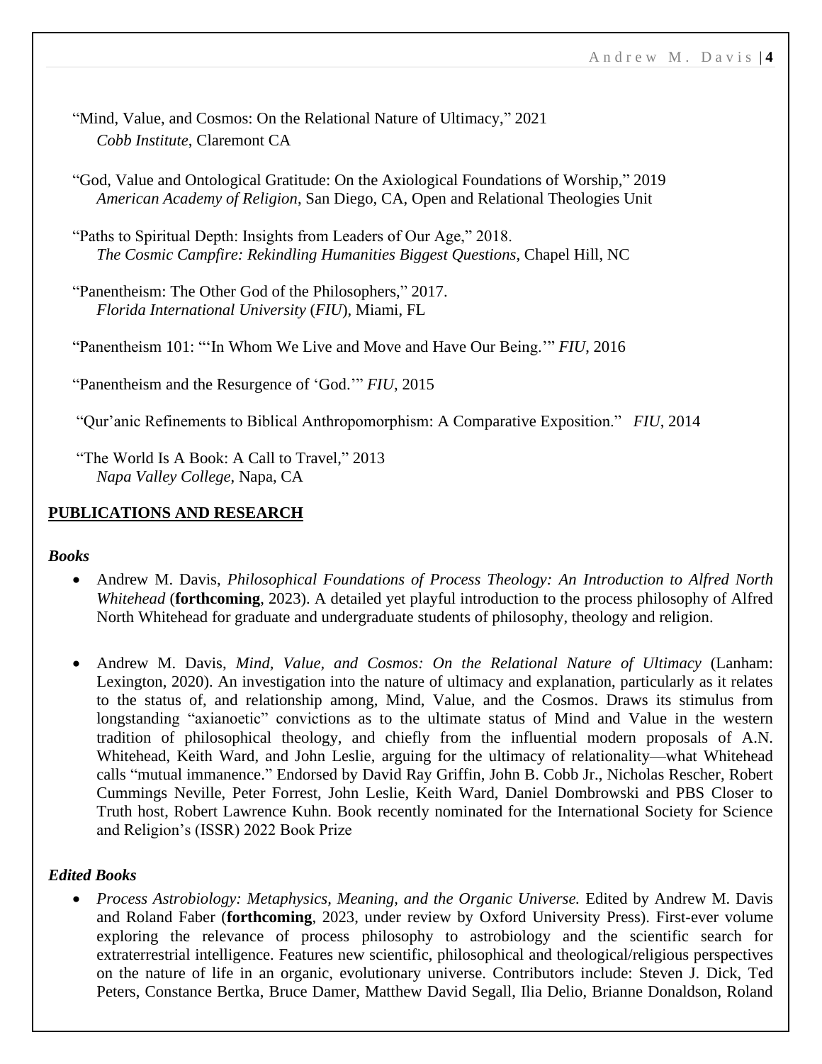"Mind, Value, and Cosmos: On the Relational Nature of Ultimacy," 2021
*Cobb Institute*, Claremont CA

"God, Value and Ontological Gratitude: On the Axiological Foundations of Worship," 2019
*American Academy of Religion*, San Diego, CA, Open and Relational Theologies Unit

"Paths to Spiritual Depth: Insights from Leaders of Our Age," 2018.
*The Cosmic Campfire: Rekindling Humanities Biggest Questions*, Chapel Hill, NC

"Panentheism: The Other God of the Philosophers," 2017.
*Florida International University* (*FIU*), Miami, FL

"Panentheism 101: "'In Whom We Live and Move and Have Our Being.'" *FIU*, 2016

"Panentheism and the Resurgence of 'God.'" *FIU*, 2015

"Qur'anic Refinements to Biblical Anthropomorphism: A Comparative Exposition." *FIU*, 2014

"The World Is A Book: A Call to Travel," 2013
*Napa Valley College*, Napa, CA

## PUBLICATIONS AND RESEARCH

### *Books*

- Andrew M. Davis, *Philosophical Foundations of Process Theology: An Introduction to Alfred North Whitehead* (**forthcoming**, 2023). A detailed yet playful introduction to the process philosophy of Alfred North Whitehead for graduate and undergraduate students of philosophy, theology and religion.

- Andrew M. Davis, *Mind, Value, and Cosmos: On the Relational Nature of Ultimacy* (Lanham: Lexington, 2020). An investigation into the nature of ultimacy and explanation, particularly as it relates to the status of, and relationship among, Mind, Value, and the Cosmos. Draws its stimulus from longstanding "axianoetic" convictions as to the ultimate status of Mind and Value in the western tradition of philosophical theology, and chiefly from the influential modern proposals of A.N. Whitehead, Keith Ward, and John Leslie, arguing for the ultimacy of relationality—what Whitehead calls "mutual immanence." Endorsed by David Ray Griffin, John B. Cobb Jr., Nicholas Rescher, Robert Cummings Neville, Peter Forrest, John Leslie, Keith Ward, Daniel Dombrowski and PBS Closer to Truth host, Robert Lawrence Kuhn. Book recently nominated for the International Society for Science and Religion's (ISSR) 2022 Book Prize

### *Edited Books*

- *Process Astrobiology: Metaphysics, Meaning, and the Organic Universe.* Edited by Andrew M. Davis and Roland Faber (**forthcoming**, 2023, under review by Oxford University Press). First-ever volume exploring the relevance of process philosophy to astrobiology and the scientific search for extraterrestrial intelligence. Features new scientific, philosophical and theological/religious perspectives on the nature of life in an organic, evolutionary universe. Contributors include: Steven J. Dick, Ted Peters, Constance Bertka, Bruce Damer, Matthew David Segall, Ilia Delio, Brianne Donaldson, Roland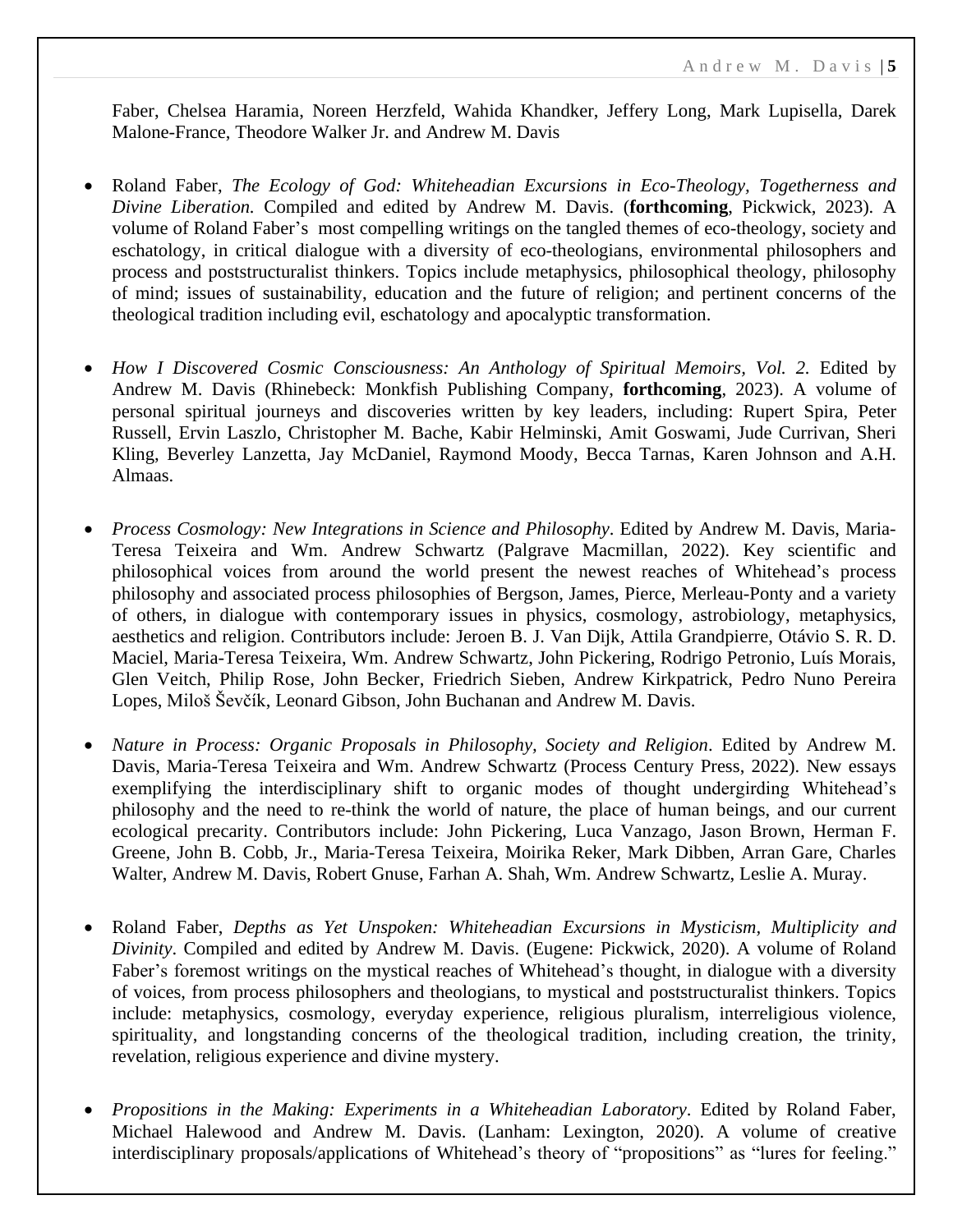Faber, Chelsea Haramia, Noreen Herzfeld, Wahida Khandker, Jeffery Long, Mark Lupisella, Darek Malone-France, Theodore Walker Jr. and Andrew M. Davis

- Roland Faber, *The Ecology of God: Whiteheadian Excursions in Eco-Theology, Togetherness and Divine Liberation.* Compiled and edited by Andrew M. Davis. (**forthcoming**, Pickwick, 2023). A volume of Roland Faber's most compelling writings on the tangled themes of eco-theology, society and eschatology, in critical dialogue with a diversity of eco-theologians, environmental philosophers and process and poststructuralist thinkers. Topics include metaphysics, philosophical theology, philosophy of mind; issues of sustainability, education and the future of religion; and pertinent concerns of the theological tradition including evil, eschatology and apocalyptic transformation.

- *How I Discovered Cosmic Consciousness: An Anthology of Spiritual Memoirs, Vol. 2.* Edited by Andrew M. Davis (Rhinebeck: Monkfish Publishing Company, **forthcoming**, 2023). A volume of personal spiritual journeys and discoveries written by key leaders, including: Rupert Spira, Peter Russell, Ervin Laszlo, Christopher M. Bache, Kabir Helminski, Amit Goswami, Jude Currivan, Sheri Kling, Beverley Lanzetta, Jay McDaniel, Raymond Moody, Becca Tarnas, Karen Johnson and A.H. Almaas.

- *Process Cosmology: New Integrations in Science and Philosophy*. Edited by Andrew M. Davis, Maria-Teresa Teixeira and Wm. Andrew Schwartz (Palgrave Macmillan, 2022). Key scientific and philosophical voices from around the world present the newest reaches of Whitehead's process philosophy and associated process philosophies of Bergson, James, Pierce, Merleau-Ponty and a variety of others, in dialogue with contemporary issues in physics, cosmology, astrobiology, metaphysics, aesthetics and religion. Contributors include: Jeroen B. J. Van Dijk, Attila Grandpierre, Otávio S. R. D. Maciel, Maria-Teresa Teixeira, Wm. Andrew Schwartz, John Pickering, Rodrigo Petronio, Luís Morais, Glen Veitch, Philip Rose, John Becker, Friedrich Sieben, Andrew Kirkpatrick, Pedro Nuno Pereira Lopes, Miloš Ševčík, Leonard Gibson, John Buchanan and Andrew M. Davis.

- *Nature in Process: Organic Proposals in Philosophy, Society and Religion*. Edited by Andrew M. Davis, Maria-Teresa Teixeira and Wm. Andrew Schwartz (Process Century Press, 2022). New essays exemplifying the interdisciplinary shift to organic modes of thought undergirding Whitehead's philosophy and the need to re-think the world of nature, the place of human beings, and our current ecological precarity. Contributors include: John Pickering, Luca Vanzago, Jason Brown, Herman F. Greene, John B. Cobb, Jr., Maria-Teresa Teixeira, Moirika Reker, Mark Dibben, Arran Gare, Charles Walter, Andrew M. Davis, Robert Gnuse, Farhan A. Shah, Wm. Andrew Schwartz, Leslie A. Muray.

- Roland Faber, *Depths as Yet Unspoken: Whiteheadian Excursions in Mysticism, Multiplicity and Divinity*. Compiled and edited by Andrew M. Davis. (Eugene: Pickwick, 2020). A volume of Roland Faber's foremost writings on the mystical reaches of Whitehead's thought, in dialogue with a diversity of voices, from process philosophers and theologians, to mystical and poststructuralist thinkers. Topics include: metaphysics, cosmology, everyday experience, religious pluralism, interreligious violence, spirituality, and longstanding concerns of the theological tradition, including creation, the trinity, revelation, religious experience and divine mystery.

- *Propositions in the Making: Experiments in a Whiteheadian Laboratory*. Edited by Roland Faber, Michael Halewood and Andrew M. Davis. (Lanham: Lexington, 2020). A volume of creative interdisciplinary proposals/applications of Whitehead's theory of "propositions" as "lures for feeling."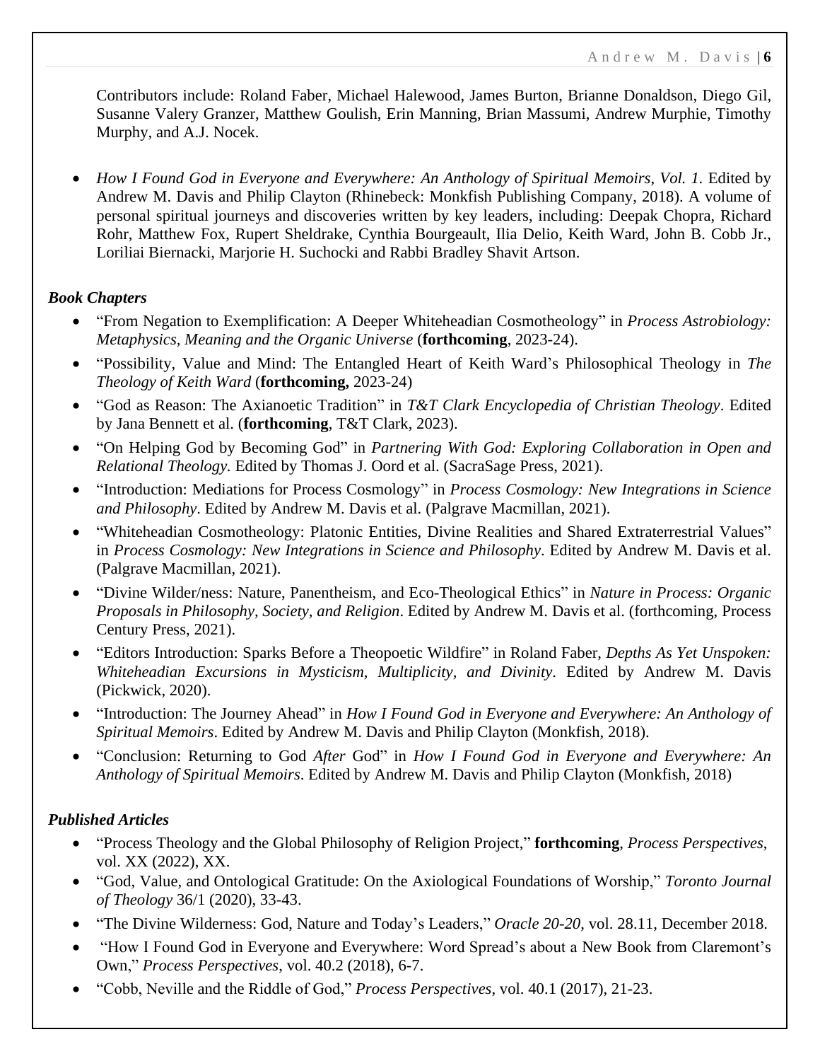Contributors include: Roland Faber, Michael Halewood, James Burton, Brianne Donaldson, Diego Gil, Susanne Valery Granzer, Matthew Goulish, Erin Manning, Brian Massumi, Andrew Murphie, Timothy Murphy, and A.J. Nocek.

- *How I Found God in Everyone and Everywhere: An Anthology of Spiritual Memoirs, Vol. 1.* Edited by Andrew M. Davis and Philip Clayton (Rhinebeck: Monkfish Publishing Company, 2018). A volume of personal spiritual journeys and discoveries written by key leaders, including: Deepak Chopra, Richard Rohr, Matthew Fox, Rupert Sheldrake, Cynthia Bourgeault, Ilia Delio, Keith Ward, John B. Cobb Jr., Loriliai Biernacki, Marjorie H. Suchocki and Rabbi Bradley Shavit Artson.

### *Book Chapters*

- "From Negation to Exemplification: A Deeper Whiteheadian Cosmotheology" in *Process Astrobiology: Metaphysics, Meaning and the Organic Universe* (**forthcoming**, 2023-24).
- "Possibility, Value and Mind: The Entangled Heart of Keith Ward's Philosophical Theology in *The Theology of Keith Ward* (**forthcoming,** 2023-24)
- "God as Reason: The Axianoetic Tradition" in *T&T Clark Encyclopedia of Christian Theology*. Edited by Jana Bennett et al. (**forthcoming**, T&T Clark, 2023).
- "On Helping God by Becoming God" in *Partnering With God: Exploring Collaboration in Open and Relational Theology.* Edited by Thomas J. Oord et al. (SacraSage Press, 2021).
- "Introduction: Mediations for Process Cosmology" in *Process Cosmology: New Integrations in Science and Philosophy*. Edited by Andrew M. Davis et al. (Palgrave Macmillan, 2021).
- "Whiteheadian Cosmotheology: Platonic Entities, Divine Realities and Shared Extraterrestrial Values" in *Process Cosmology: New Integrations in Science and Philosophy*. Edited by Andrew M. Davis et al. (Palgrave Macmillan, 2021).
- "Divine Wilder/ness: Nature, Panentheism, and Eco-Theological Ethics" in *Nature in Process: Organic Proposals in Philosophy, Society, and Religion*. Edited by Andrew M. Davis et al. (forthcoming, Process Century Press, 2021).
- "Editors Introduction: Sparks Before a Theopoetic Wildfire" in Roland Faber, *Depths As Yet Unspoken: Whiteheadian Excursions in Mysticism, Multiplicity, and Divinity*. Edited by Andrew M. Davis (Pickwick, 2020).
- "Introduction: The Journey Ahead" in *How I Found God in Everyone and Everywhere: An Anthology of Spiritual Memoirs*. Edited by Andrew M. Davis and Philip Clayton (Monkfish, 2018).
- "Conclusion: Returning to God *After* God" in *How I Found God in Everyone and Everywhere: An Anthology of Spiritual Memoirs*. Edited by Andrew M. Davis and Philip Clayton (Monkfish, 2018)

### *Published Articles*

- "Process Theology and the Global Philosophy of Religion Project," **forthcoming**, *Process Perspectives*, vol. XX (2022), XX.
- "God, Value, and Ontological Gratitude: On the Axiological Foundations of Worship," *Toronto Journal of Theology* 36/1 (2020), 33-43.
- "The Divine Wilderness: God, Nature and Today's Leaders," *Oracle 20-20*, vol. 28.11, December 2018.
- "How I Found God in Everyone and Everywhere: Word Spread's about a New Book from Claremont's Own," *Process Perspectives*, vol. 40.2 (2018), 6-7.
- "Cobb, Neville and the Riddle of God," *Process Perspectives*, vol. 40.1 (2017), 21-23.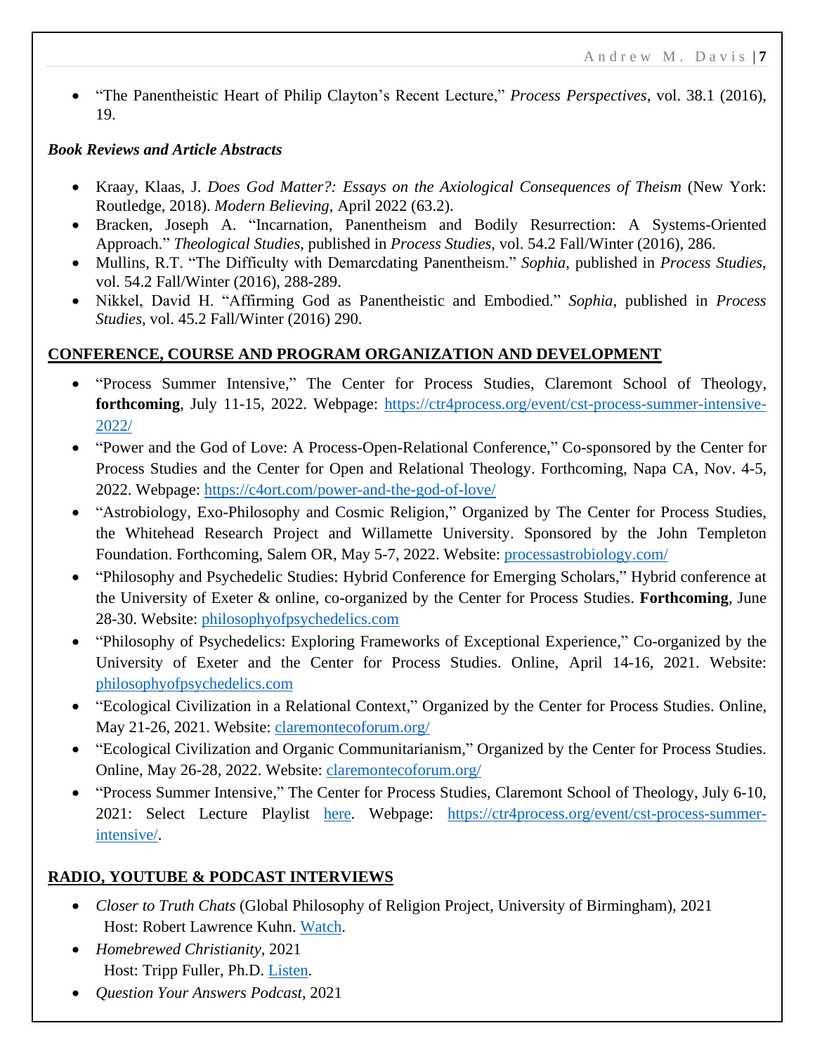- "The Panentheistic Heart of Philip Clayton's Recent Lecture," *Process Perspectives*, vol. 38.1 (2016), 19.

***Book Reviews and Article Abstracts***

- Kraay, Klaas, J. *Does God Matter?: Essays on the Axiological Consequences of Theism* (New York: Routledge, 2018). *Modern Believing*, April 2022 (63.2).
- Bracken, Joseph A. "Incarnation, Panentheism and Bodily Resurrection: A Systems-Oriented Approach." *Theological Studies*, published in *Process Studies*, vol. 54.2 Fall/Winter (2016), 286.
- Mullins, R.T. "The Difficulty with Demarcdating Panentheism." *Sophia*, published in *Process Studies*, vol. 54.2 Fall/Winter (2016), 288-289.
- Nikkel, David H. "Affirming God as Panentheistic and Embodied." *Sophia*, published in *Process Studies*, vol. 45.2 Fall/Winter (2016) 290.

## CONFERENCE, COURSE AND PROGRAM ORGANIZATION AND DEVELOPMENT

- "Process Summer Intensive," The Center for Process Studies, Claremont School of Theology, **forthcoming**, July 11-15, 2022. Webpage: https://ctr4process.org/event/cst-process-summer-intensive-2022/
- "Power and the God of Love: A Process-Open-Relational Conference," Co-sponsored by the Center for Process Studies and the Center for Open and Relational Theology. Forthcoming, Napa CA, Nov. 4-5, 2022. Webpage: https://c4ort.com/power-and-the-god-of-love/
- "Astrobiology, Exo-Philosophy and Cosmic Religion," Organized by The Center for Process Studies, the Whitehead Research Project and Willamette University. Sponsored by the John Templeton Foundation. Forthcoming, Salem OR, May 5-7, 2022. Website: processastrobiology.com/
- "Philosophy and Psychedelic Studies: Hybrid Conference for Emerging Scholars," Hybrid conference at the University of Exeter & online, co-organized by the Center for Process Studies. **Forthcoming**, June 28-30. Website: philosophyofpsychedelics.com
- "Philosophy of Psychedelics: Exploring Frameworks of Exceptional Experience," Co-organized by the University of Exeter and the Center for Process Studies. Online, April 14-16, 2021. Website: philosophyofpsychedelics.com
- "Ecological Civilization in a Relational Context," Organized by the Center for Process Studies. Online, May 21-26, 2021. Website: claremontecoforum.org/
- "Ecological Civilization and Organic Communitarianism," Organized by the Center for Process Studies. Online, May 26-28, 2022. Website: claremontecoforum.org/
- "Process Summer Intensive," The Center for Process Studies, Claremont School of Theology, July 6-10, 2021: Select Lecture Playlist here. Webpage: https://ctr4process.org/event/cst-process-summer-intensive/.

## RADIO, YOUTUBE & PODCAST INTERVIEWS

- *Closer to Truth Chats* (Global Philosophy of Religion Project, University of Birmingham), 2021
  Host: Robert Lawrence Kuhn. Watch.
- *Homebrewed Christianity*, 2021
  Host: Tripp Fuller, Ph.D. Listen.
- *Question Your Answers Podcast*, 2021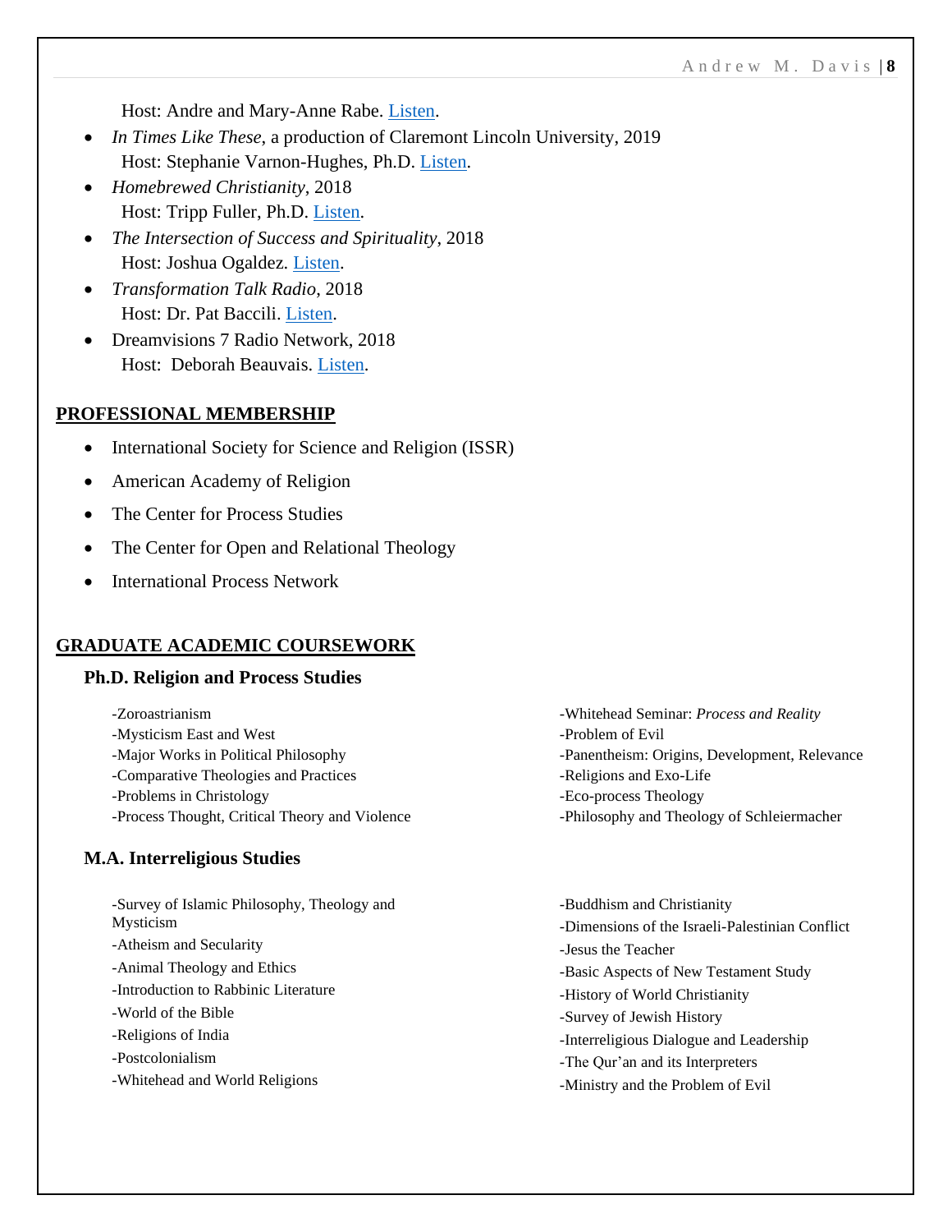Host: Andre and Mary-Anne Rabe. Listen.

- *In Times Like These*, a production of Claremont Lincoln University, 2019
  Host: Stephanie Varnon-Hughes, Ph.D. Listen.
- *Homebrewed Christianity*, 2018
  Host: Tripp Fuller, Ph.D. Listen.
- *The Intersection of Success and Spirituality*, 2018
  Host: Joshua Ogaldez. Listen.
- *Transformation Talk Radio*, 2018
  Host: Dr. Pat Baccili. Listen.
- Dreamvisions 7 Radio Network, 2018
  Host: Deborah Beauvais. Listen.

## PROFESSIONAL MEMBERSHIP

- International Society for Science and Religion (ISSR)
- American Academy of Religion
- The Center for Process Studies
- The Center for Open and Relational Theology
- International Process Network

## GRADUATE ACADEMIC COURSEWORK

### Ph.D. Religion and Process Studies

-Zoroastrianism
-Mysticism East and West
-Major Works in Political Philosophy
-Comparative Theologies and Practices
-Problems in Christology
-Process Thought, Critical Theory and Violence
-Whitehead Seminar: *Process and Reality*
-Problem of Evil
-Panentheism: Origins, Development, Relevance
-Religions and Exo-Life
-Eco-process Theology
-Philosophy and Theology of Schleiermacher

### M.A. Interreligious Studies

-Survey of Islamic Philosophy, Theology and Mysticism
-Atheism and Secularity
-Animal Theology and Ethics
-Introduction to Rabbinic Literature
-World of the Bible
-Religions of India
-Postcolonialism
-Whitehead and World Religions
-Buddhism and Christianity
-Dimensions of the Israeli-Palestinian Conflict
-Jesus the Teacher
-Basic Aspects of New Testament Study
-History of World Christianity
-Survey of Jewish History
-Interreligious Dialogue and Leadership
-The Qur'an and its Interpreters
-Ministry and the Problem of Evil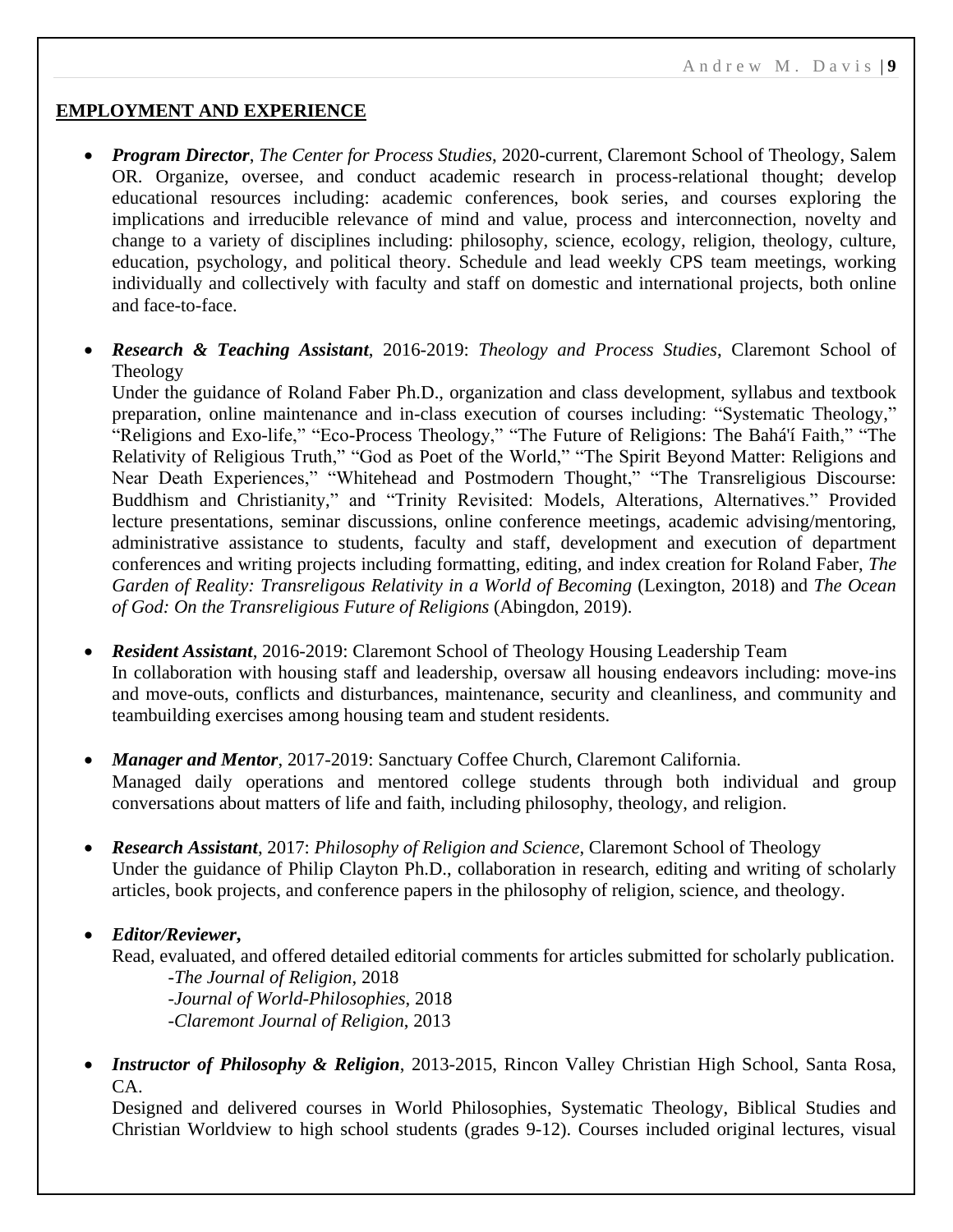## EMPLOYMENT AND EXPERIENCE

- ***Program Director***, *The Center for Process Studies*, 2020-current, Claremont School of Theology, Salem OR. Organize, oversee, and conduct academic research in process-relational thought; develop educational resources including: academic conferences, book series, and courses exploring the implications and irreducible relevance of mind and value, process and interconnection, novelty and change to a variety of disciplines including: philosophy, science, ecology, religion, theology, culture, education, psychology, and political theory. Schedule and lead weekly CPS team meetings, working individually and collectively with faculty and staff on domestic and international projects, both online and face-to-face.

- ***Research & Teaching Assistant***, 2016-2019: *Theology and Process Studies*, Claremont School of Theology
  Under the guidance of Roland Faber Ph.D., organization and class development, syllabus and textbook preparation, online maintenance and in-class execution of courses including: "Systematic Theology," "Religions and Exo-life," "Eco-Process Theology," "The Future of Religions: The Bahá'í Faith," "The Relativity of Religious Truth," "God as Poet of the World," "The Spirit Beyond Matter: Religions and Near Death Experiences," "Whitehead and Postmodern Thought," "The Transreligious Discourse: Buddhism and Christianity," and "Trinity Revisited: Models, Alterations, Alternatives." Provided lecture presentations, seminar discussions, online conference meetings, academic advising/mentoring, administrative assistance to students, faculty and staff, development and execution of department conferences and writing projects including formatting, editing, and index creation for Roland Faber, *The Garden of Reality: Transreligous Relativity in a World of Becoming* (Lexington, 2018) and *The Ocean of God: On the Transreligious Future of Religions* (Abingdon, 2019).

- ***Resident Assistant***, 2016-2019: Claremont School of Theology Housing Leadership Team
  In collaboration with housing staff and leadership, oversaw all housing endeavors including: move-ins and move-outs, conflicts and disturbances, maintenance, security and cleanliness, and community and teambuilding exercises among housing team and student residents.

- ***Manager and Mentor***, 2017-2019: Sanctuary Coffee Church, Claremont California.
  Managed daily operations and mentored college students through both individual and group conversations about matters of life and faith, including philosophy, theology, and religion.

- ***Research Assistant***, 2017: *Philosophy of Religion and Science*, Claremont School of Theology
  Under the guidance of Philip Clayton Ph.D., collaboration in research, editing and writing of scholarly articles, book projects, and conference papers in the philosophy of religion, science, and theology.

- ***Editor/Reviewer,***
  Read, evaluated, and offered detailed editorial comments for articles submitted for scholarly publication.
  - -*The Journal of Religion*, 2018
  - -*Journal of World-Philosophies*, 2018
  - -*Claremont Journal of Religion*, 2013

- ***Instructor of Philosophy & Religion***, 2013-2015, Rincon Valley Christian High School, Santa Rosa, CA.
  Designed and delivered courses in World Philosophies, Systematic Theology, Biblical Studies and Christian Worldview to high school students (grades 9-12). Courses included original lectures, visual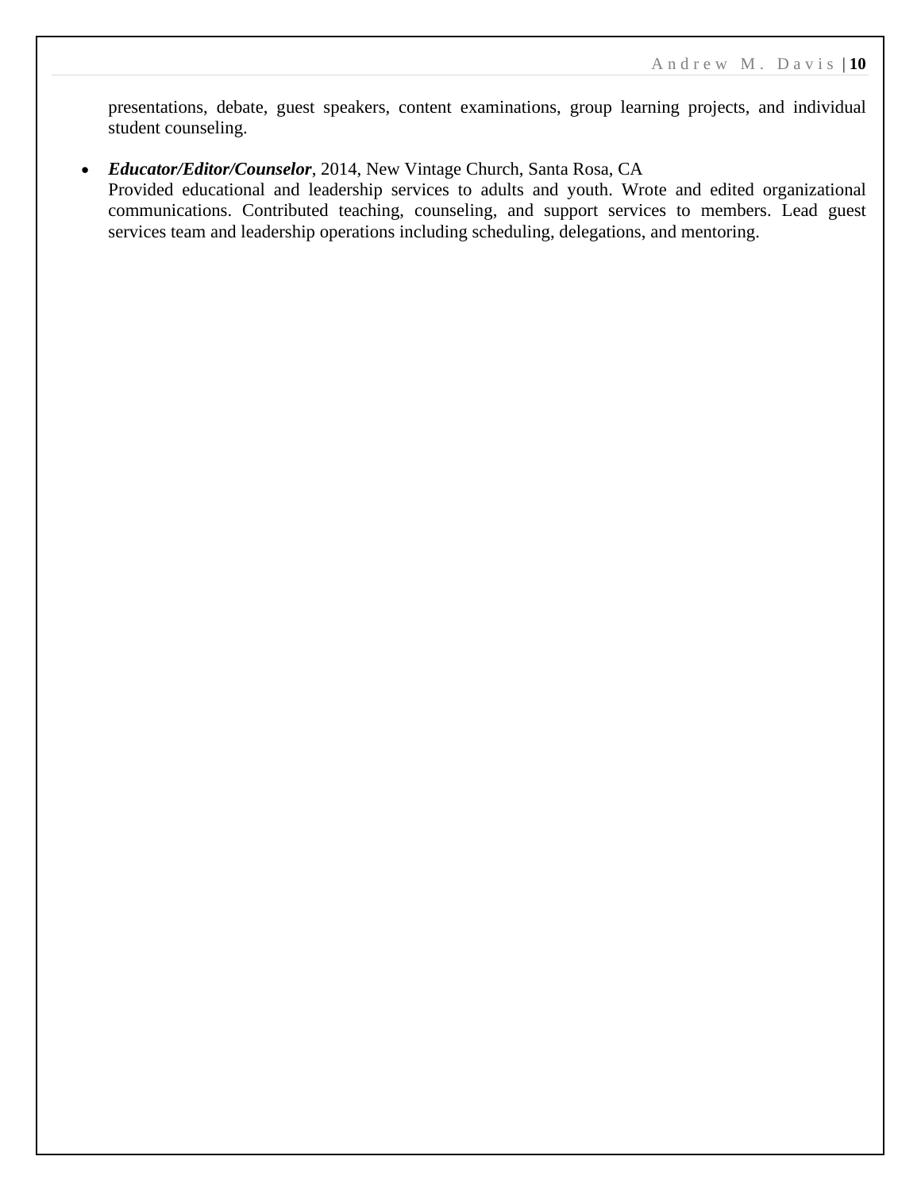presentations, debate, guest speakers, content examinations, group learning projects, and individual student counseling.

- ***Educator/Editor/Counselor***, 2014, New Vintage Church, Santa Rosa, CA
  Provided educational and leadership services to adults and youth. Wrote and edited organizational communications. Contributed teaching, counseling, and support services to members. Lead guest services team and leadership operations including scheduling, delegations, and mentoring.